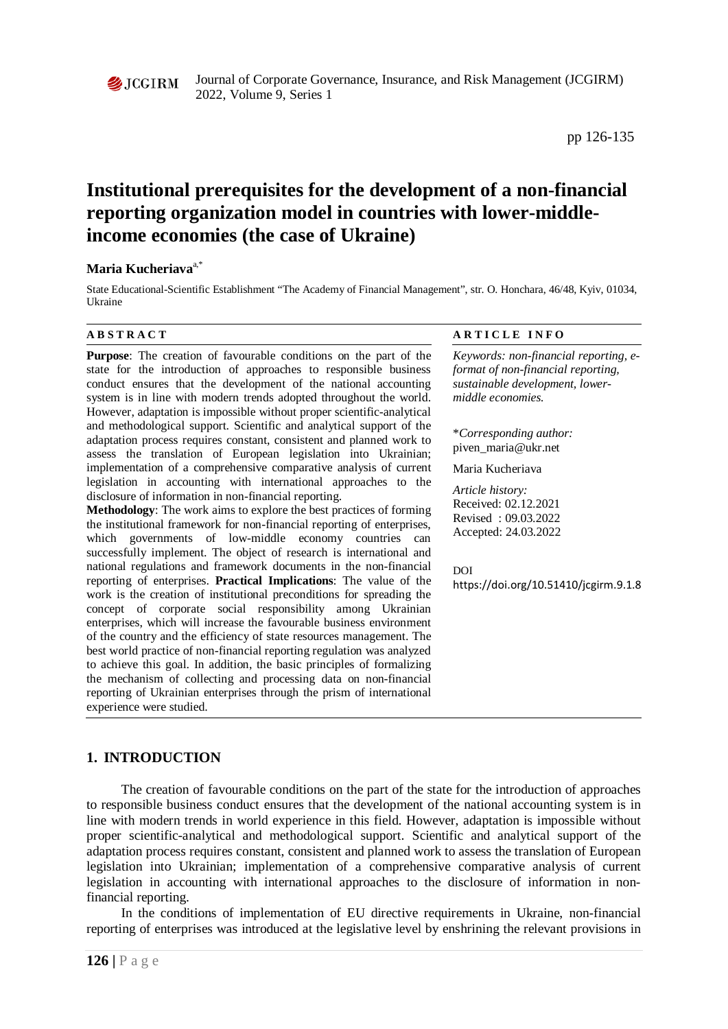# Institutional prerequisites for the development of a non-financial reporting organization model in countries with lower-middle-income economies (the case of Ukraine)

**Maria Kucheriava**[a,*]

State Educational-Scientific Establishment "The Academy of Financial Management", str. O. Honchara, 46/48, Kyiv, 01034, Ukraine

**ABSTRACT**

**Purpose**: The creation of favourable conditions on the part of the state for the introduction of approaches to responsible business conduct ensures that the development of the national accounting system is in line with modern trends adopted throughout the world. However, adaptation is impossible without proper scientific-analytical and methodological support. Scientific and analytical support of the adaptation process requires constant, consistent and planned work to assess the translation of European legislation into Ukrainian; implementation of a comprehensive comparative analysis of current legislation in accounting with international approaches to the disclosure of information in non-financial reporting.

**Methodology**: The work aims to explore the best practices of forming the institutional framework for non-financial reporting of enterprises, which governments of low-middle economy countries can successfully implement. The object of research is international and national regulations and framework documents in the non-financial reporting of enterprises. **Practical Implications**: The value of the work is the creation of institutional preconditions for spreading the concept of corporate social responsibility among Ukrainian enterprises, which will increase the favourable business environment of the country and the efficiency of state resources management. The best world practice of non-financial reporting regulation was analyzed to achieve this goal. In addition, the basic principles of formalizing the mechanism of collecting and processing data on non-financial reporting of Ukrainian enterprises through the prism of international experience were studied.

**ARTICLE INFO**

*Keywords: non-financial reporting, e-format of non-financial reporting, sustainable development, lower-middle economies.*

*\*Corresponding author:* piven_maria@ukr.net

Maria Kucheriava

*Article history:*
Received: 02.12.2021
Revised : 09.03.2022
Accepted: 24.03.2022

DOI
https://doi.org/10.51410/jcgirm.9.1.8

## 1. INTRODUCTION

The creation of favourable conditions on the part of the state for the introduction of approaches to responsible business conduct ensures that the development of the national accounting system is in line with modern trends in world experience in this field. However, adaptation is impossible without proper scientific-analytical and methodological support. Scientific and analytical support of the adaptation process requires constant, consistent and planned work to assess the translation of European legislation into Ukrainian; implementation of a comprehensive comparative analysis of current legislation in accounting with international approaches to the disclosure of information in non-financial reporting.

In the conditions of implementation of EU directive requirements in Ukraine, non-financial reporting of enterprises was introduced at the legislative level by enshrining the relevant provisions in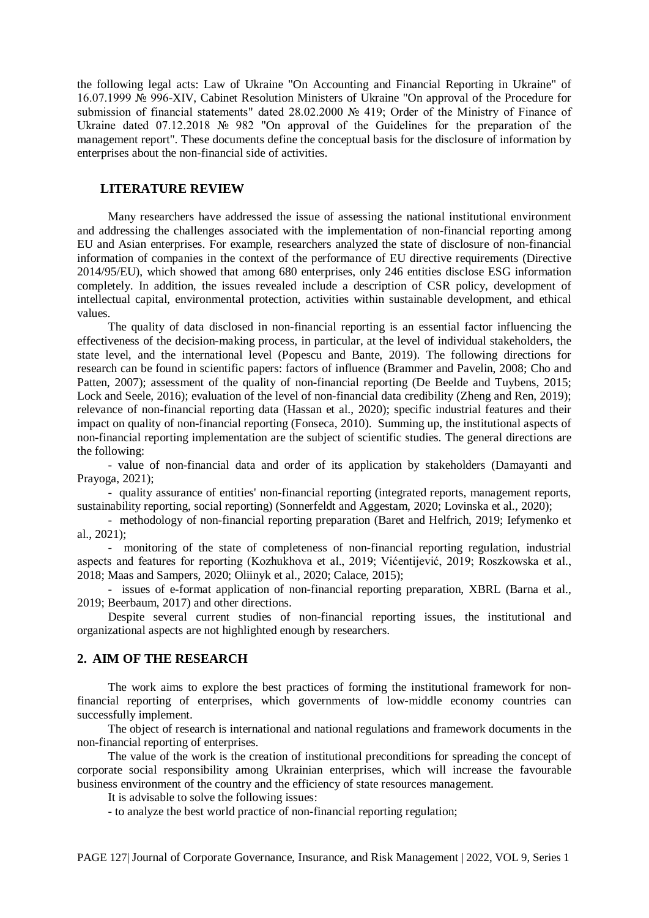the following legal acts: Law of Ukraine "On Accounting and Financial Reporting in Ukraine" of 16.07.1999 № 996-XIV, Cabinet Resolution Ministers of Ukraine "On approval of the Procedure for submission of financial statements" dated 28.02.2000 № 419; Order of the Ministry of Finance of Ukraine dated 07.12.2018 № 982 "On approval of the Guidelines for the preparation of the management report". These documents define the conceptual basis for the disclosure of information by enterprises about the non-financial side of activities.

## LITERATURE REVIEW

Many researchers have addressed the issue of assessing the national institutional environment and addressing the challenges associated with the implementation of non-financial reporting among EU and Asian enterprises. For example, researchers analyzed the state of disclosure of non-financial information of companies in the context of the performance of EU directive requirements (Directive 2014/95/EU), which showed that among 680 enterprises, only 246 entities disclose ESG information completely. In addition, the issues revealed include a description of CSR policy, development of intellectual capital, environmental protection, activities within sustainable development, and ethical values.

The quality of data disclosed in non-financial reporting is an essential factor influencing the effectiveness of the decision-making process, in particular, at the level of individual stakeholders, the state level, and the international level (Popescu and Bante, 2019). The following directions for research can be found in scientific papers: factors of influence (Brammer and Pavelin, 2008; Cho and Patten, 2007); assessment of the quality of non-financial reporting (De Beelde and Tuybens, 2015; Lock and Seele, 2016); evaluation of the level of non-financial data credibility (Zheng and Ren, 2019); relevance of non-financial reporting data (Hassan et al., 2020); specific industrial features and their impact on quality of non-financial reporting (Fonseca, 2010). Summing up, the institutional aspects of non-financial reporting implementation are the subject of scientific studies. The general directions are the following:

- value of non-financial data and order of its application by stakeholders (Damayanti and Prayoga, 2021);
- quality assurance of entities' non-financial reporting (integrated reports, management reports, sustainability reporting, social reporting) (Sonnerfeldt and Aggestam, 2020; Lovinska et al., 2020);
- methodology of non-financial reporting preparation (Baret and Helfrich, 2019; Iefymenko et al., 2021);
- monitoring of the state of completeness of non-financial reporting regulation, industrial aspects and features for reporting (Kozhukhova et al., 2019; Vićentijević, 2019; Roszkowska et al., 2018; Maas and Sampers, 2020; Oliinyk et al., 2020; Calace, 2015);
- issues of e-format application of non-financial reporting preparation, XBRL (Barna et al., 2019; Beerbaum, 2017) and other directions.

Despite several current studies of non-financial reporting issues, the institutional and organizational aspects are not highlighted enough by researchers.

## 2. AIM OF THE RESEARCH

The work aims to explore the best practices of forming the institutional framework for non-financial reporting of enterprises, which governments of low-middle economy countries can successfully implement.

The object of research is international and national regulations and framework documents in the non-financial reporting of enterprises.

The value of the work is the creation of institutional preconditions for spreading the concept of corporate social responsibility among Ukrainian enterprises, which will increase the favourable business environment of the country and the efficiency of state resources management.

It is advisable to solve the following issues:

- to analyze the best world practice of non-financial reporting regulation;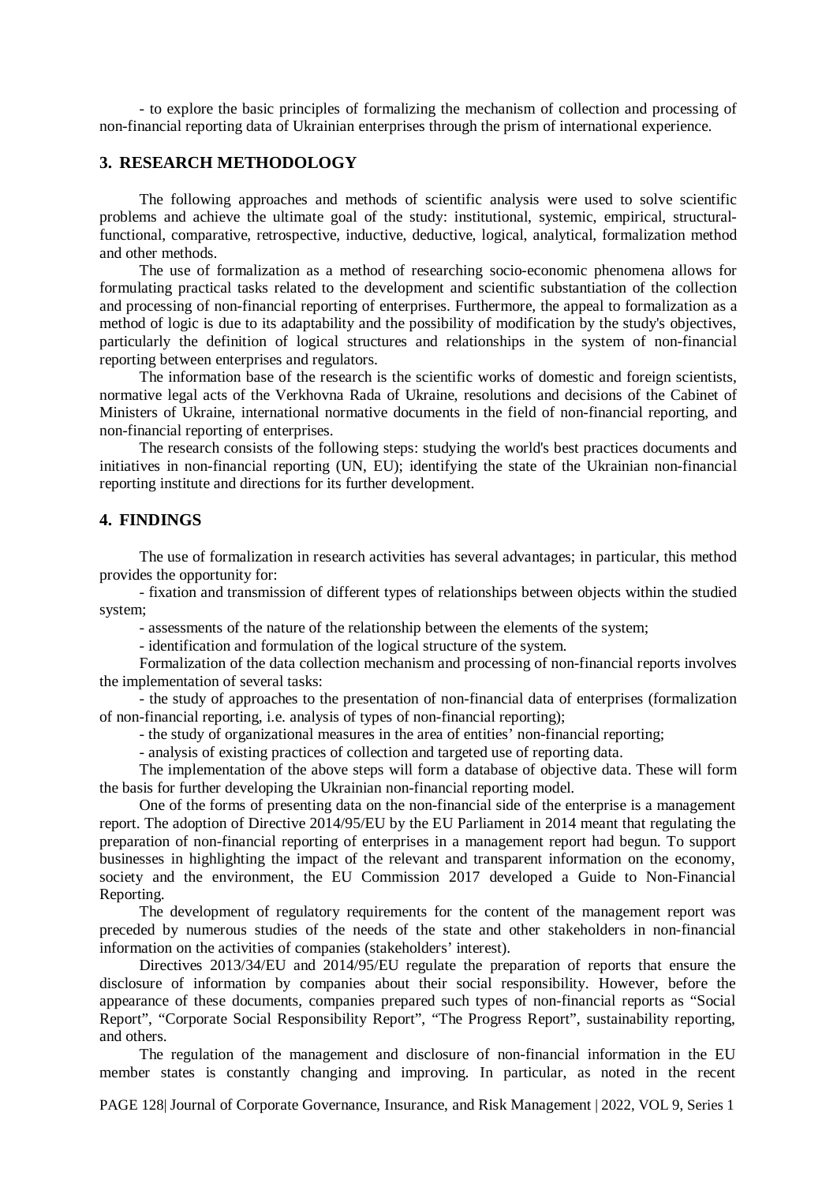- to explore the basic principles of formalizing the mechanism of collection and processing of non-financial reporting data of Ukrainian enterprises through the prism of international experience.

## 3. RESEARCH METHODOLOGY

The following approaches and methods of scientific analysis were used to solve scientific problems and achieve the ultimate goal of the study: institutional, systemic, empirical, structural-functional, comparative, retrospective, inductive, deductive, logical, analytical, formalization method and other methods.

The use of formalization as a method of researching socio-economic phenomena allows for formulating practical tasks related to the development and scientific substantiation of the collection and processing of non-financial reporting of enterprises. Furthermore, the appeal to formalization as a method of logic is due to its adaptability and the possibility of modification by the study's objectives, particularly the definition of logical structures and relationships in the system of non-financial reporting between enterprises and regulators.

The information base of the research is the scientific works of domestic and foreign scientists, normative legal acts of the Verkhovna Rada of Ukraine, resolutions and decisions of the Cabinet of Ministers of Ukraine, international normative documents in the field of non-financial reporting, and non-financial reporting of enterprises.

The research consists of the following steps: studying the world's best practices documents and initiatives in non-financial reporting (UN, EU); identifying the state of the Ukrainian non-financial reporting institute and directions for its further development.

## 4. FINDINGS

The use of formalization in research activities has several advantages; in particular, this method provides the opportunity for:

- fixation and transmission of different types of relationships between objects within the studied system;
- assessments of the nature of the relationship between the elements of the system;
- identification and formulation of the logical structure of the system.

Formalization of the data collection mechanism and processing of non-financial reports involves the implementation of several tasks:

- the study of approaches to the presentation of non-financial data of enterprises (formalization of non-financial reporting, i.e. analysis of types of non-financial reporting);
- the study of organizational measures in the area of entities' non-financial reporting;
- analysis of existing practices of collection and targeted use of reporting data.

The implementation of the above steps will form a database of objective data. These will form the basis for further developing the Ukrainian non-financial reporting model.

One of the forms of presenting data on the non-financial side of the enterprise is a management report. The adoption of Directive 2014/95/EU by the EU Parliament in 2014 meant that regulating the preparation of non-financial reporting of enterprises in a management report had begun. To support businesses in highlighting the impact of the relevant and transparent information on the economy, society and the environment, the EU Commission 2017 developed a Guide to Non-Financial Reporting.

The development of regulatory requirements for the content of the management report was preceded by numerous studies of the needs of the state and other stakeholders in non-financial information on the activities of companies (stakeholders' interest).

Directives 2013/34/EU and 2014/95/EU regulate the preparation of reports that ensure the disclosure of information by companies about their social responsibility. However, before the appearance of these documents, companies prepared such types of non-financial reports as "Social Report", "Corporate Social Responsibility Report", "The Progress Report", sustainability reporting, and others.

The regulation of the management and disclosure of non-financial information in the EU member states is constantly changing and improving. In particular, as noted in the recent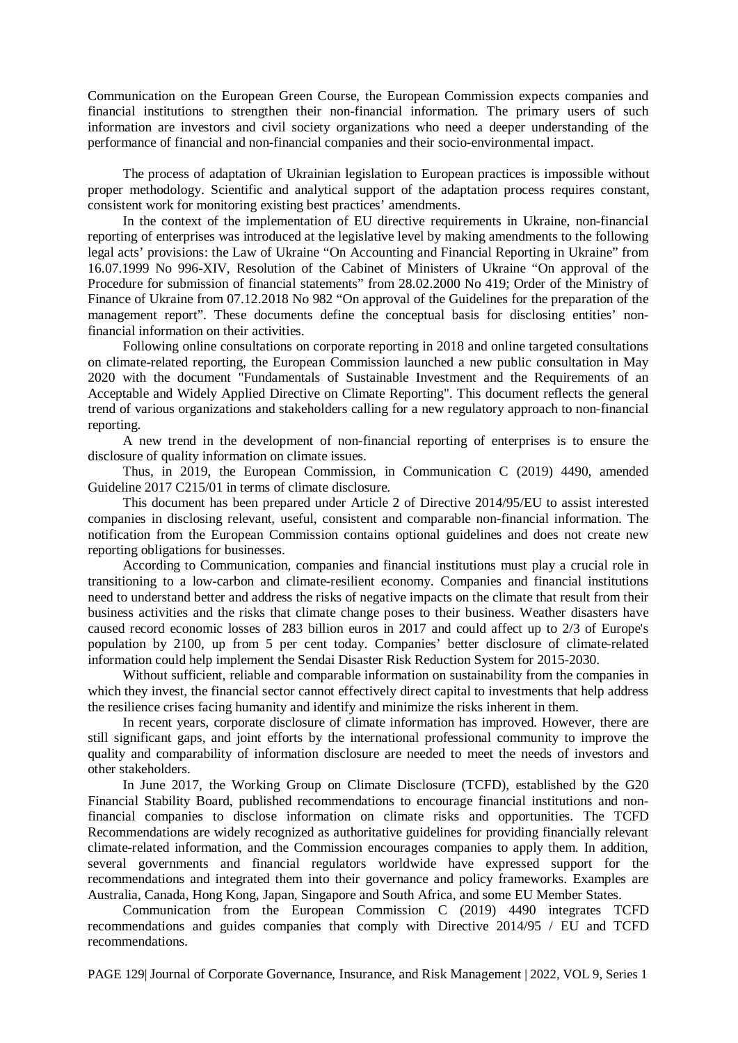Communication on the European Green Course, the European Commission expects companies and financial institutions to strengthen their non-financial information. The primary users of such information are investors and civil society organizations who need a deeper understanding of the performance of financial and non-financial companies and their socio-environmental impact.

The process of adaptation of Ukrainian legislation to European practices is impossible without proper methodology. Scientific and analytical support of the adaptation process requires constant, consistent work for monitoring existing best practices' amendments.

In the context of the implementation of EU directive requirements in Ukraine, non-financial reporting of enterprises was introduced at the legislative level by making amendments to the following legal acts' provisions: the Law of Ukraine "On Accounting and Financial Reporting in Ukraine" from 16.07.1999 No 996-XIV, Resolution of the Cabinet of Ministers of Ukraine "On approval of the Procedure for submission of financial statements" from 28.02.2000 No 419; Order of the Ministry of Finance of Ukraine from 07.12.2018 No 982 "On approval of the Guidelines for the preparation of the management report". These documents define the conceptual basis for disclosing entities' non-financial information on their activities.

Following online consultations on corporate reporting in 2018 and online targeted consultations on climate-related reporting, the European Commission launched a new public consultation in May 2020 with the document "Fundamentals of Sustainable Investment and the Requirements of an Acceptable and Widely Applied Directive on Climate Reporting". This document reflects the general trend of various organizations and stakeholders calling for a new regulatory approach to non-financial reporting.

A new trend in the development of non-financial reporting of enterprises is to ensure the disclosure of quality information on climate issues.

Thus, in 2019, the European Commission, in Communication C (2019) 4490, amended Guideline 2017 C215/01 in terms of climate disclosure.

This document has been prepared under Article 2 of Directive 2014/95/EU to assist interested companies in disclosing relevant, useful, consistent and comparable non-financial information. The notification from the European Commission contains optional guidelines and does not create new reporting obligations for businesses.

According to Communication, companies and financial institutions must play a crucial role in transitioning to a low-carbon and climate-resilient economy. Companies and financial institutions need to understand better and address the risks of negative impacts on the climate that result from their business activities and the risks that climate change poses to their business. Weather disasters have caused record economic losses of 283 billion euros in 2017 and could affect up to 2/3 of Europe's population by 2100, up from 5 per cent today. Companies' better disclosure of climate-related information could help implement the Sendai Disaster Risk Reduction System for 2015-2030.

Without sufficient, reliable and comparable information on sustainability from the companies in which they invest, the financial sector cannot effectively direct capital to investments that help address the resilience crises facing humanity and identify and minimize the risks inherent in them.

In recent years, corporate disclosure of climate information has improved. However, there are still significant gaps, and joint efforts by the international professional community to improve the quality and comparability of information disclosure are needed to meet the needs of investors and other stakeholders.

In June 2017, the Working Group on Climate Disclosure (TCFD), established by the G20 Financial Stability Board, published recommendations to encourage financial institutions and non-financial companies to disclose information on climate risks and opportunities. The TCFD Recommendations are widely recognized as authoritative guidelines for providing financially relevant climate-related information, and the Commission encourages companies to apply them. In addition, several governments and financial regulators worldwide have expressed support for the recommendations and integrated them into their governance and policy frameworks. Examples are Australia, Canada, Hong Kong, Japan, Singapore and South Africa, and some EU Member States.

Communication from the European Commission C (2019) 4490 integrates TCFD recommendations and guides companies that comply with Directive 2014/95 / EU and TCFD recommendations.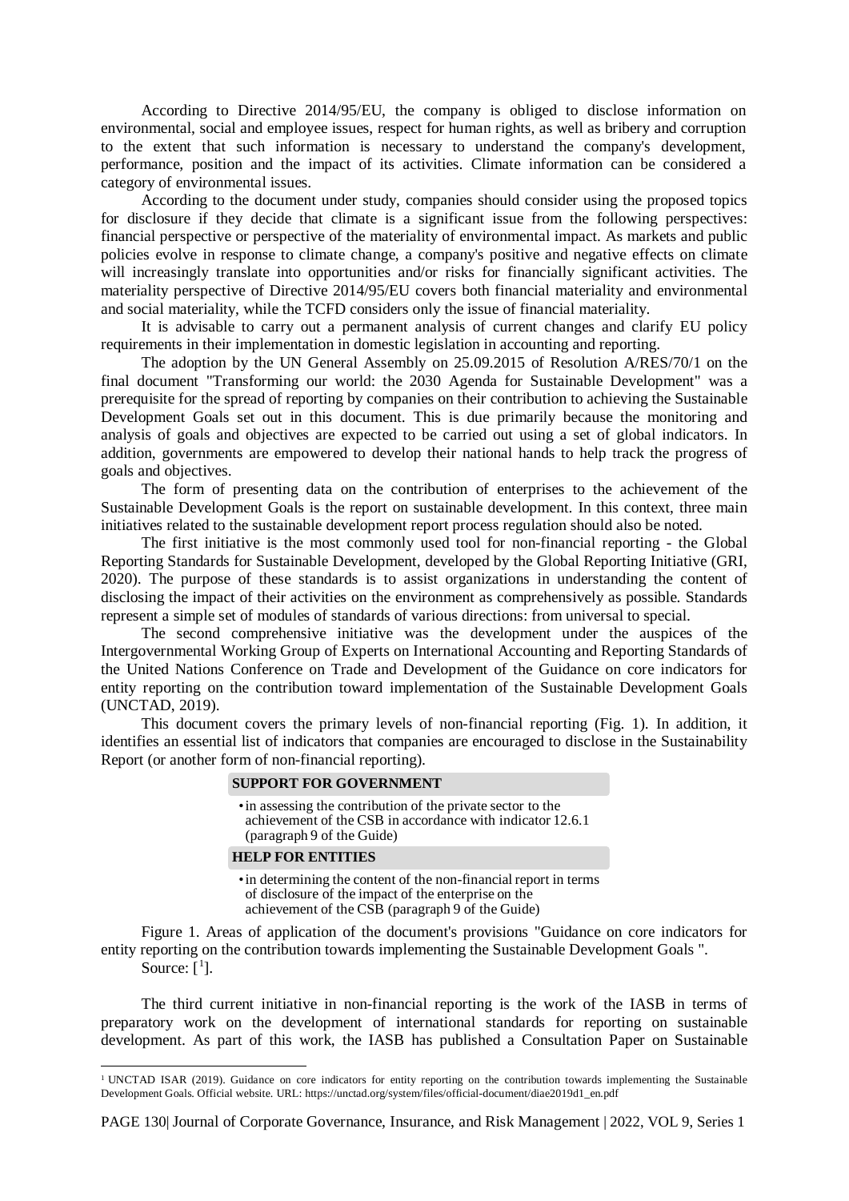According to Directive 2014/95/EU, the company is obliged to disclose information on environmental, social and employee issues, respect for human rights, as well as bribery and corruption to the extent that such information is necessary to understand the company's development, performance, position and the impact of its activities. Climate information can be considered a category of environmental issues.

According to the document under study, companies should consider using the proposed topics for disclosure if they decide that climate is a significant issue from the following perspectives: financial perspective or perspective of the materiality of environmental impact. As markets and public policies evolve in response to climate change, a company's positive and negative effects on climate will increasingly translate into opportunities and/or risks for financially significant activities. The materiality perspective of Directive 2014/95/EU covers both financial materiality and environmental and social materiality, while the TCFD considers only the issue of financial materiality.

It is advisable to carry out a permanent analysis of current changes and clarify EU policy requirements in their implementation in domestic legislation in accounting and reporting.

The adoption by the UN General Assembly on 25.09.2015 of Resolution A/RES/70/1 on the final document "Transforming our world: the 2030 Agenda for Sustainable Development" was a prerequisite for the spread of reporting by companies on their contribution to achieving the Sustainable Development Goals set out in this document. This is due primarily because the monitoring and analysis of goals and objectives are expected to be carried out using a set of global indicators. In addition, governments are empowered to develop their national hands to help track the progress of goals and objectives.

The form of presenting data on the contribution of enterprises to the achievement of the Sustainable Development Goals is the report on sustainable development. In this context, three main initiatives related to the sustainable development report process regulation should also be noted.

The first initiative is the most commonly used tool for non-financial reporting - the Global Reporting Standards for Sustainable Development, developed by the Global Reporting Initiative (GRI, 2020). The purpose of these standards is to assist organizations in understanding the content of disclosing the impact of their activities on the environment as comprehensively as possible. Standards represent a simple set of modules of standards of various directions: from universal to special.

The second comprehensive initiative was the development under the auspices of the Intergovernmental Working Group of Experts on International Accounting and Reporting Standards of the United Nations Conference on Trade and Development of the Guidance on core indicators for entity reporting on the contribution toward implementation of the Sustainable Development Goals (UNCTAD, 2019).

This document covers the primary levels of non-financial reporting (Fig. 1). In addition, it identifies an essential list of indicators that companies are encouraged to disclose in the Sustainability Report (or another form of non-financial reporting).

**SUPPORT FOR GOVERNMENT**

- in assessing the contribution of the private sector to the achievement of the CSB in accordance with indicator 12.6.1 (paragraph 9 of the Guide)

**HELP FOR ENTITIES**

- in determining the content of the non-financial report in terms of disclosure of the impact of the enterprise on the achievement of the CSB (paragraph 9 of the Guide)

Figure 1. Areas of application of the document's provisions "Guidance on core indicators for entity reporting on the contribution towards implementing the Sustainable Development Goals ".
Source: [1].

The third current initiative in non-financial reporting is the work of the IASB in terms of preparatory work on the development of international standards for reporting on sustainable development. As part of this work, the IASB has published a Consultation Paper on Sustainable

[1] UNCTAD ISAR (2019). Guidance on core indicators for entity reporting on the contribution towards implementing the Sustainable Development Goals. Official website. URL: https://unctad.org/system/files/official-document/diae2019d1_en.pdf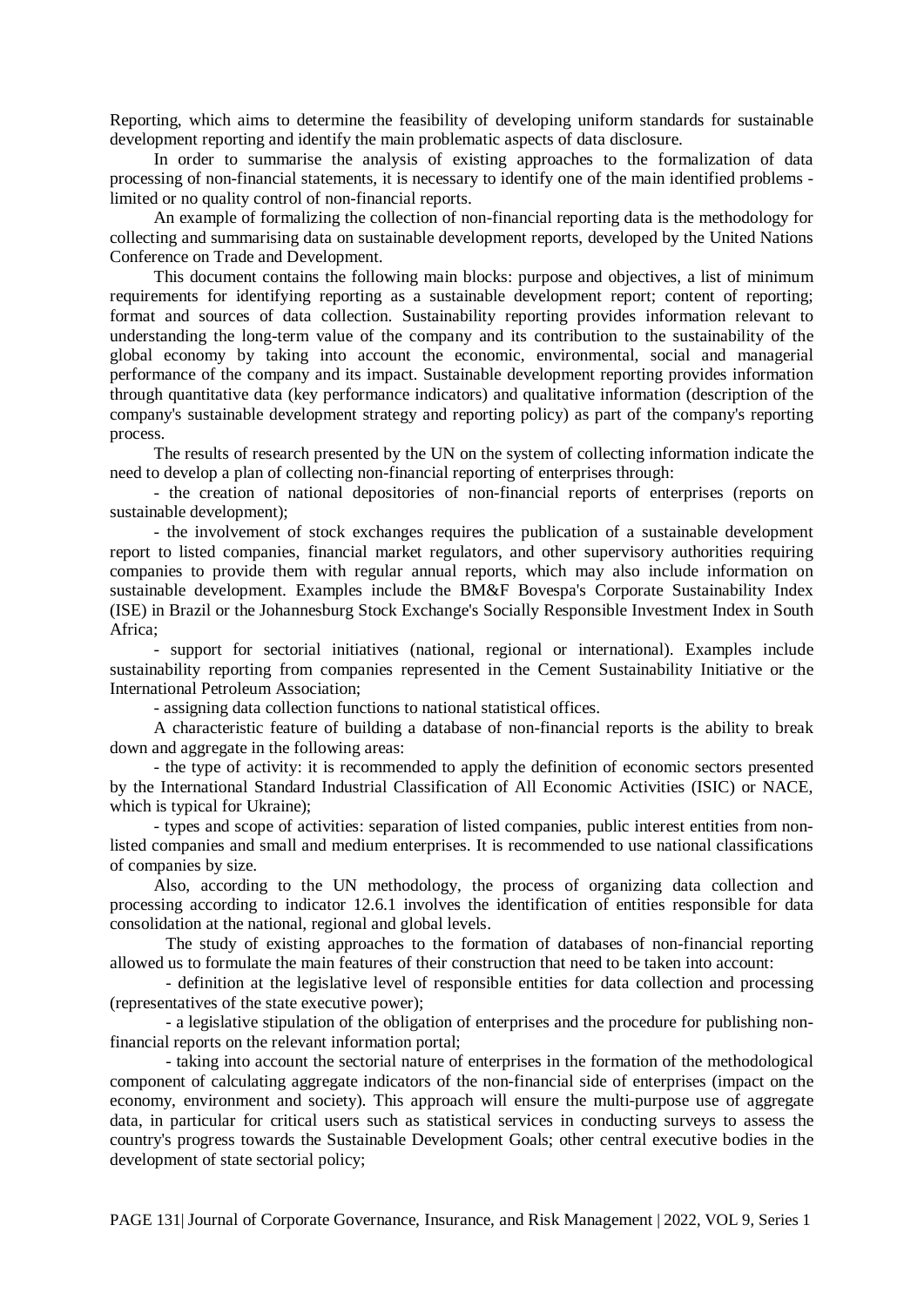Reporting, which aims to determine the feasibility of developing uniform standards for sustainable development reporting and identify the main problematic aspects of data disclosure.

In order to summarise the analysis of existing approaches to the formalization of data processing of non-financial statements, it is necessary to identify one of the main identified problems - limited or no quality control of non-financial reports.

An example of formalizing the collection of non-financial reporting data is the methodology for collecting and summarising data on sustainable development reports, developed by the United Nations Conference on Trade and Development.

This document contains the following main blocks: purpose and objectives, a list of minimum requirements for identifying reporting as a sustainable development report; content of reporting; format and sources of data collection. Sustainability reporting provides information relevant to understanding the long-term value of the company and its contribution to the sustainability of the global economy by taking into account the economic, environmental, social and managerial performance of the company and its impact. Sustainable development reporting provides information through quantitative data (key performance indicators) and qualitative information (description of the company's sustainable development strategy and reporting policy) as part of the company's reporting process.

The results of research presented by the UN on the system of collecting information indicate the need to develop a plan of collecting non-financial reporting of enterprises through:

- the creation of national depositories of non-financial reports of enterprises (reports on sustainable development);
- the involvement of stock exchanges requires the publication of a sustainable development report to listed companies, financial market regulators, and other supervisory authorities requiring companies to provide them with regular annual reports, which may also include information on sustainable development. Examples include the BM&F Bovespa's Corporate Sustainability Index (ISE) in Brazil or the Johannesburg Stock Exchange's Socially Responsible Investment Index in South Africa;
- support for sectorial initiatives (national, regional or international). Examples include sustainability reporting from companies represented in the Cement Sustainability Initiative or the International Petroleum Association;
- assigning data collection functions to national statistical offices.

A characteristic feature of building a database of non-financial reports is the ability to break down and aggregate in the following areas:

- the type of activity: it is recommended to apply the definition of economic sectors presented by the International Standard Industrial Classification of All Economic Activities (ISIC) or NACE, which is typical for Ukraine);
- types and scope of activities: separation of listed companies, public interest entities from non-listed companies and small and medium enterprises. It is recommended to use national classifications of companies by size.

Also, according to the UN methodology, the process of organizing data collection and processing according to indicator 12.6.1 involves the identification of entities responsible for data consolidation at the national, regional and global levels.

The study of existing approaches to the formation of databases of non-financial reporting allowed us to formulate the main features of their construction that need to be taken into account:

- definition at the legislative level of responsible entities for data collection and processing (representatives of the state executive power);
- a legislative stipulation of the obligation of enterprises and the procedure for publishing non-financial reports on the relevant information portal;
- taking into account the sectorial nature of enterprises in the formation of the methodological component of calculating aggregate indicators of the non-financial side of enterprises (impact on the economy, environment and society). This approach will ensure the multi-purpose use of aggregate data, in particular for critical users such as statistical services in conducting surveys to assess the country's progress towards the Sustainable Development Goals; other central executive bodies in the development of state sectorial policy;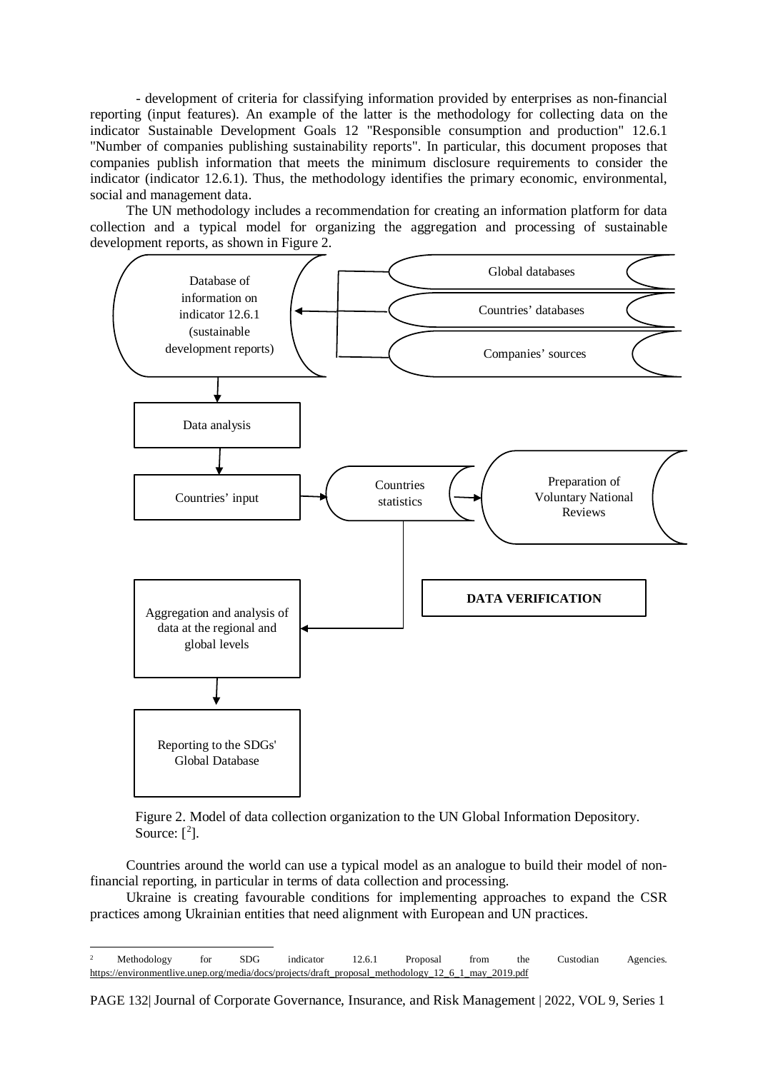- development of criteria for classifying information provided by enterprises as non-financial reporting (input features). An example of the latter is the methodology for collecting data on the indicator Sustainable Development Goals 12 "Responsible consumption and production" 12.6.1 "Number of companies publishing sustainability reports". In particular, this document proposes that companies publish information that meets the minimum disclosure requirements to consider the indicator (indicator 12.6.1). Thus, the methodology identifies the primary economic, environmental, social and management data.

The UN methodology includes a recommendation for creating an information platform for data collection and a typical model for organizing the aggregation and processing of sustainable development reports, as shown in Figure 2.

Database of information on indicator 12.6.1 (sustainable development reports)

Global databases

Countries' databases

Companies' sources

Data analysis

Countries' input

Countries statistics

Preparation of Voluntary National Reviews

DATA VERIFICATION

Aggregation and analysis of data at the regional and global levels

Reporting to the SDGs' Global Database

Figure 2. Model of data collection organization to the UN Global Information Depository. Source: [2].

Countries around the world can use a typical model as an analogue to build their model of non-financial reporting, in particular in terms of data collection and processing.

Ukraine is creating favourable conditions for implementing approaches to expand the CSR practices among Ukrainian entities that need alignment with European and UN practices.

---

[2] Methodology for SDG indicator 12.6.1 Proposal from the Custodian Agencies. https://environmentlive.unep.org/media/docs/projects/draft_proposal_methodology_12_6_1_may_2019.pdf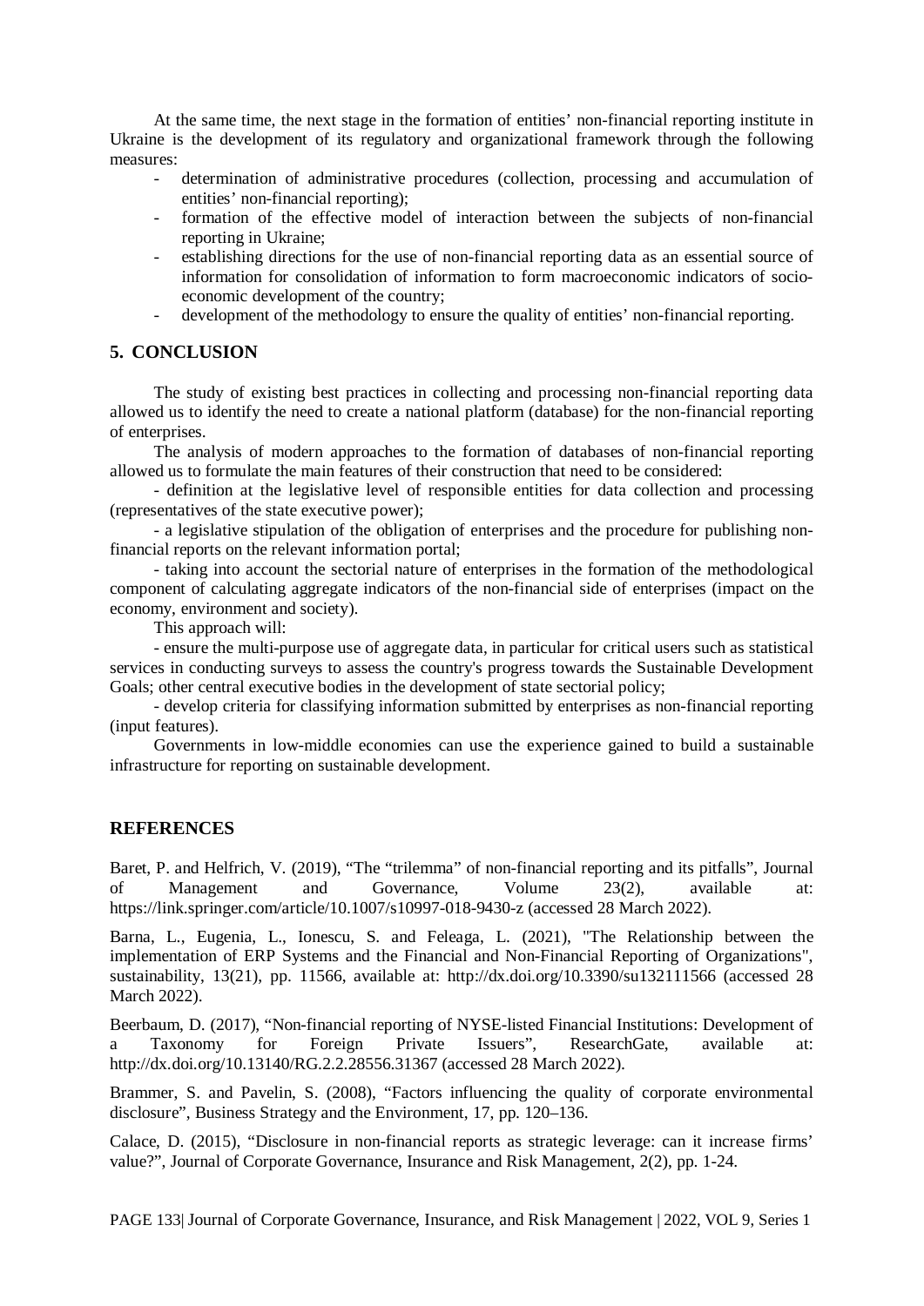At the same time, the next stage in the formation of entities' non-financial reporting institute in Ukraine is the development of its regulatory and organizational framework through the following measures:

- determination of administrative procedures (collection, processing and accumulation of entities' non-financial reporting);
- formation of the effective model of interaction between the subjects of non-financial reporting in Ukraine;
- establishing directions for the use of non-financial reporting data as an essential source of information for consolidation of information to form macroeconomic indicators of socio-economic development of the country;
- development of the methodology to ensure the quality of entities' non-financial reporting.

## 5. CONCLUSION

The study of existing best practices in collecting and processing non-financial reporting data allowed us to identify the need to create a national platform (database) for the non-financial reporting of enterprises.

The analysis of modern approaches to the formation of databases of non-financial reporting allowed us to formulate the main features of their construction that need to be considered:

- definition at the legislative level of responsible entities for data collection and processing (representatives of the state executive power);

- a legislative stipulation of the obligation of enterprises and the procedure for publishing non-financial reports on the relevant information portal;

- taking into account the sectorial nature of enterprises in the formation of the methodological component of calculating aggregate indicators of the non-financial side of enterprises (impact on the economy, environment and society).

This approach will:

- ensure the multi-purpose use of aggregate data, in particular for critical users such as statistical services in conducting surveys to assess the country's progress towards the Sustainable Development Goals; other central executive bodies in the development of state sectorial policy;

- develop criteria for classifying information submitted by enterprises as non-financial reporting (input features).

Governments in low-middle economies can use the experience gained to build a sustainable infrastructure for reporting on sustainable development.

## REFERENCES

Baret, P. and Helfrich, V. (2019), "The "trilemma" of non-financial reporting and its pitfalls", Journal of Management and Governance, Volume 23(2), available at: https://link.springer.com/article/10.1007/s10997-018-9430-z (accessed 28 March 2022).

Barna, L., Eugenia, L., Ionescu, S. and Feleaga, L. (2021), "The Relationship between the implementation of ERP Systems and the Financial and Non-Financial Reporting of Organizations", sustainability, 13(21), pp. 11566, available at: http://dx.doi.org/10.3390/su132111566 (accessed 28 March 2022).

Beerbaum, D. (2017), "Non-financial reporting of NYSE-listed Financial Institutions: Development of a Taxonomy for Foreign Private Issuers", ResearchGate, available at: http://dx.doi.org/10.13140/RG.2.2.28556.31367 (accessed 28 March 2022).

Brammer, S. and Pavelin, S. (2008), "Factors influencing the quality of corporate environmental disclosure", Business Strategy and the Environment, 17, pp. 120–136.

Calace, D. (2015), "Disclosure in non-financial reports as strategic leverage: can it increase firms' value?", Journal of Corporate Governance, Insurance and Risk Management, 2(2), pp. 1-24.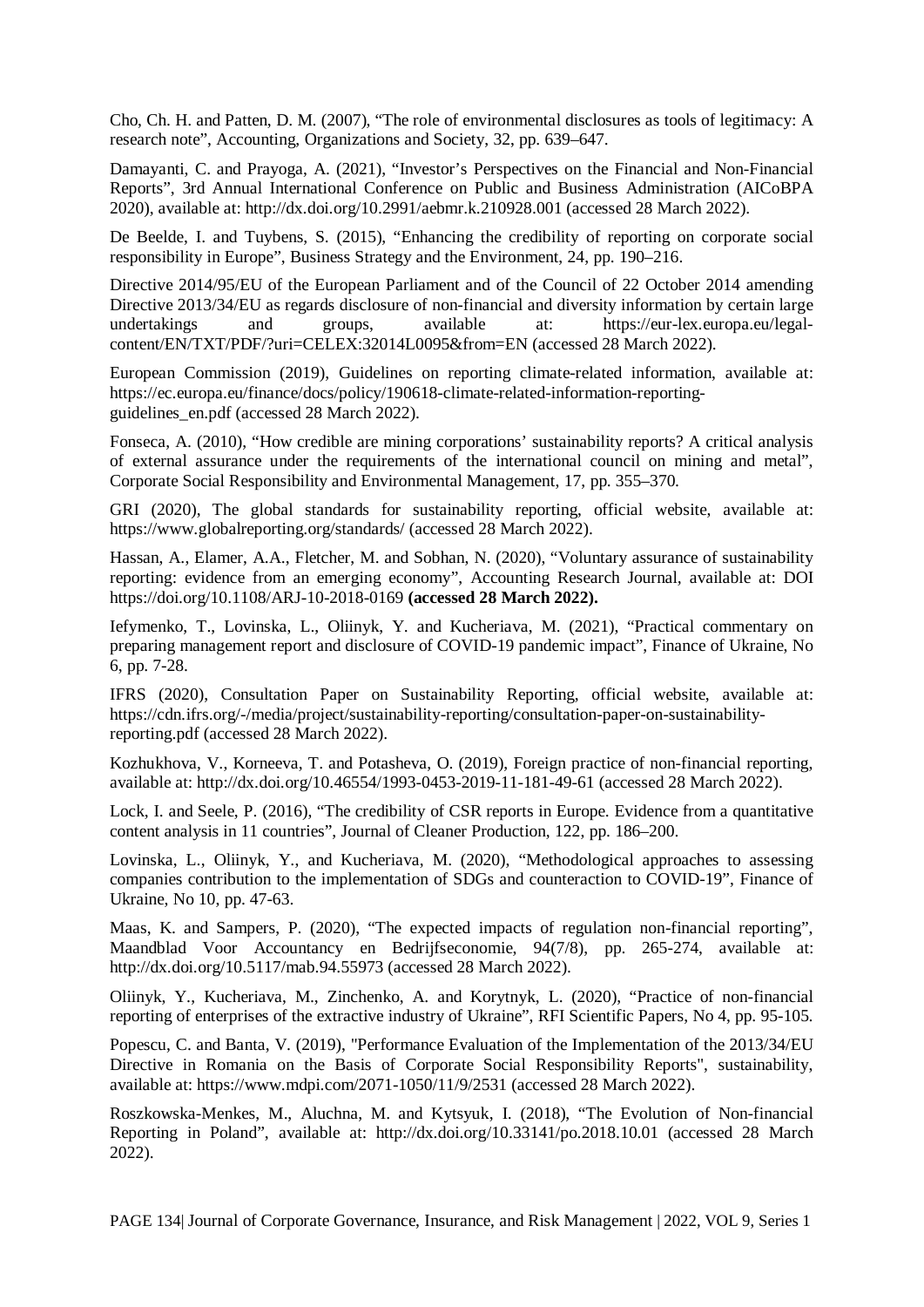Cho, Ch. H. and Patten, D. M. (2007), "The role of environmental disclosures as tools of legitimacy: A research note", Accounting, Organizations and Society, 32, pp. 639–647.

Damayanti, C. and Prayoga, A. (2021), "Investor's Perspectives on the Financial and Non-Financial Reports", 3rd Annual International Conference on Public and Business Administration (AICoBPA 2020), available at: http://dx.doi.org/10.2991/aebmr.k.210928.001 (accessed 28 March 2022).

De Beelde, I. and Tuybens, S. (2015), "Enhancing the credibility of reporting on corporate social responsibility in Europe", Business Strategy and the Environment, 24, pp. 190–216.

Directive 2014/95/EU of the European Parliament and of the Council of 22 October 2014 amending Directive 2013/34/EU as regards disclosure of non-financial and diversity information by certain large undertakings and groups, available at: https://eur-lex.europa.eu/legal-content/EN/TXT/PDF/?uri=CELEX:32014L0095&from=EN (accessed 28 March 2022).

European Commission (2019), Guidelines on reporting climate-related information, available at: https://ec.europa.eu/finance/docs/policy/190618-climate-related-information-reporting-guidelines_en.pdf (accessed 28 March 2022).

Fonseca, A. (2010), "How credible are mining corporations' sustainability reports? A critical analysis of external assurance under the requirements of the international council on mining and metal", Corporate Social Responsibility and Environmental Management, 17, pp. 355–370.

GRI (2020), The global standards for sustainability reporting, official website, available at: https://www.globalreporting.org/standards/ (accessed 28 March 2022).

Hassan, A., Elamer, A.A., Fletcher, M. and Sobhan, N. (2020), "Voluntary assurance of sustainability reporting: evidence from an emerging economy", Accounting Research Journal, available at: DOI https://doi.org/10.1108/ARJ-10-2018-0169 **(accessed 28 March 2022).**

Iefymenko, T., Lovinska, L., Oliinyk, Y. and Kucheriava, M. (2021), "Practical commentary on preparing management report and disclosure of COVID-19 pandemic impact", Finance of Ukraine, No 6, pp. 7-28.

IFRS (2020), Consultation Paper on Sustainability Reporting, official website, available at: https://cdn.ifrs.org/-/media/project/sustainability-reporting/consultation-paper-on-sustainability-reporting.pdf (accessed 28 March 2022).

Kozhukhova, V., Korneeva, T. and Potasheva, O. (2019), Foreign practice of non-financial reporting, available at: http://dx.doi.org/10.46554/1993-0453-2019-11-181-49-61 (accessed 28 March 2022).

Lock, I. and Seele, P. (2016), "The credibility of CSR reports in Europe. Evidence from a quantitative content analysis in 11 countries", Journal of Cleaner Production, 122, pp. 186–200.

Lovinska, L., Oliinyk, Y., and Kucheriava, M. (2020), "Methodological approaches to assessing companies contribution to the implementation of SDGs and counteraction to COVID-19", Finance of Ukraine, No 10, pp. 47-63.

Maas, K. and Sampers, P. (2020), "The expected impacts of regulation non-financial reporting", Maandblad Voor Accountancy en Bedrijfseconomie, 94(7/8), pp. 265-274, available at: http://dx.doi.org/10.5117/mab.94.55973 (accessed 28 March 2022).

Oliinyk, Y., Kucheriava, M., Zinchenko, A. and Korytnyk, L. (2020), "Practice of non-financial reporting of enterprises of the extractive industry of Ukraine", RFI Scientific Papers, No 4, pp. 95-105.

Popescu, C. and Banta, V. (2019), "Performance Evaluation of the Implementation of the 2013/34/EU Directive in Romania on the Basis of Corporate Social Responsibility Reports", sustainability, available at: https://www.mdpi.com/2071-1050/11/9/2531 (accessed 28 March 2022).

Roszkowska-Menkes, M., Aluchna, M. and Kytsyuk, I. (2018), "The Evolution of Non-financial Reporting in Poland", available at: http://dx.doi.org/10.33141/po.2018.10.01 (accessed 28 March 2022).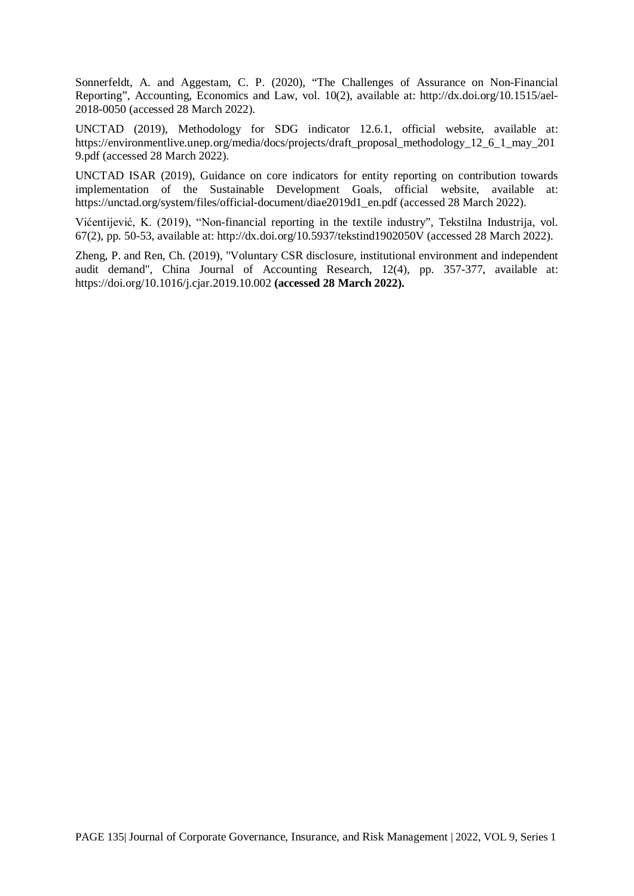Sonnerfeldt, A. and Aggestam, C. P. (2020), "The Challenges of Assurance on Non-Financial Reporting", Accounting, Economics and Law, vol. 10(2), available at: http://dx.doi.org/10.1515/ael-2018-0050 (accessed 28 March 2022).

UNCTAD (2019), Methodology for SDG indicator 12.6.1, official website, available at: https://environmentlive.unep.org/media/docs/projects/draft_proposal_methodology_12_6_1_may_2019.pdf (accessed 28 March 2022).

UNCTAD ISAR (2019), Guidance on core indicators for entity reporting on contribution towards implementation of the Sustainable Development Goals, official website, available at: https://unctad.org/system/files/official-document/diae2019d1_en.pdf (accessed 28 March 2022).

Vićentijević, K. (2019), "Non-financial reporting in the textile industry", Tekstilna Industrija, vol. 67(2), pp. 50-53, available at: http://dx.doi.org/10.5937/tekstind1902050V (accessed 28 March 2022).

Zheng, P. and Ren, Ch. (2019), "Voluntary CSR disclosure, institutional environment and independent audit demand", China Journal of Accounting Research, 12(4), pp. 357-377, available at: https://doi.org/10.1016/j.cjar.2019.10.002 **(accessed 28 March 2022).**